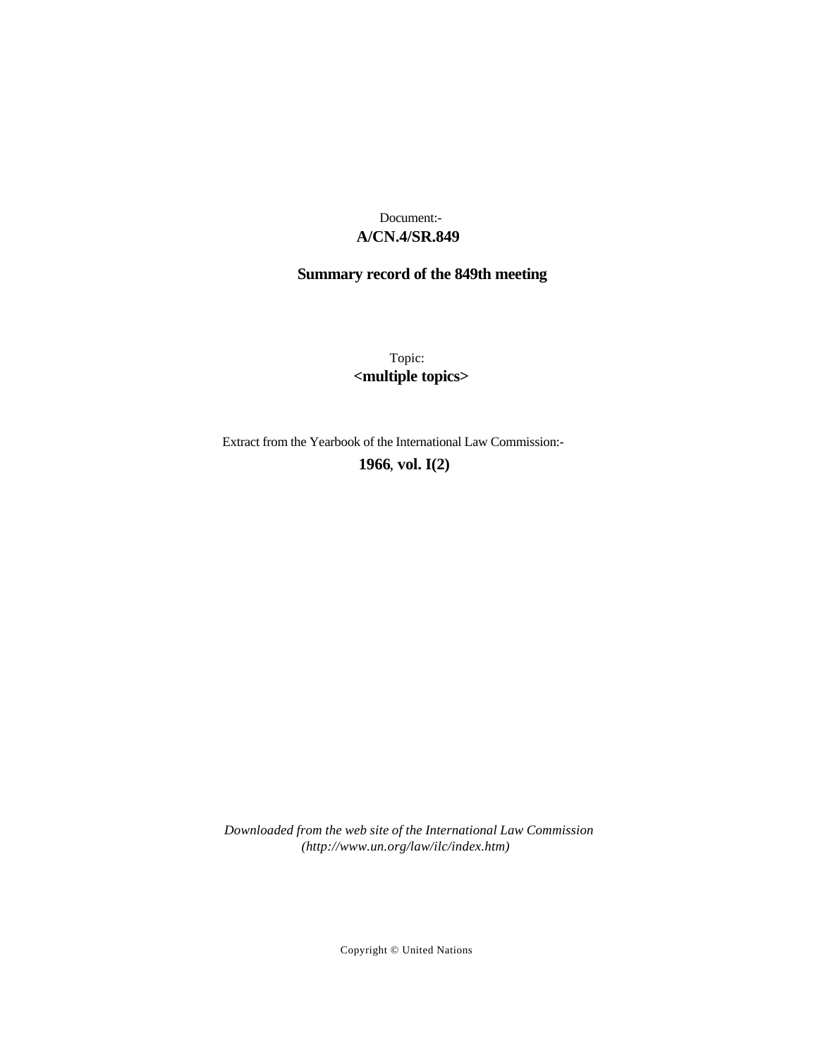Document:-

**A/CN.4/SR.849**

**Summary record of the 849th meeting**

Topic:

**<multiple topics>**

Extract from the Yearbook of the International Law Commission:-

**1966, vol. I(2)**

*Downloaded from the web site of the International Law Commission (http://www.un.org/law/ilc/index.htm)*

Copyright © United Nations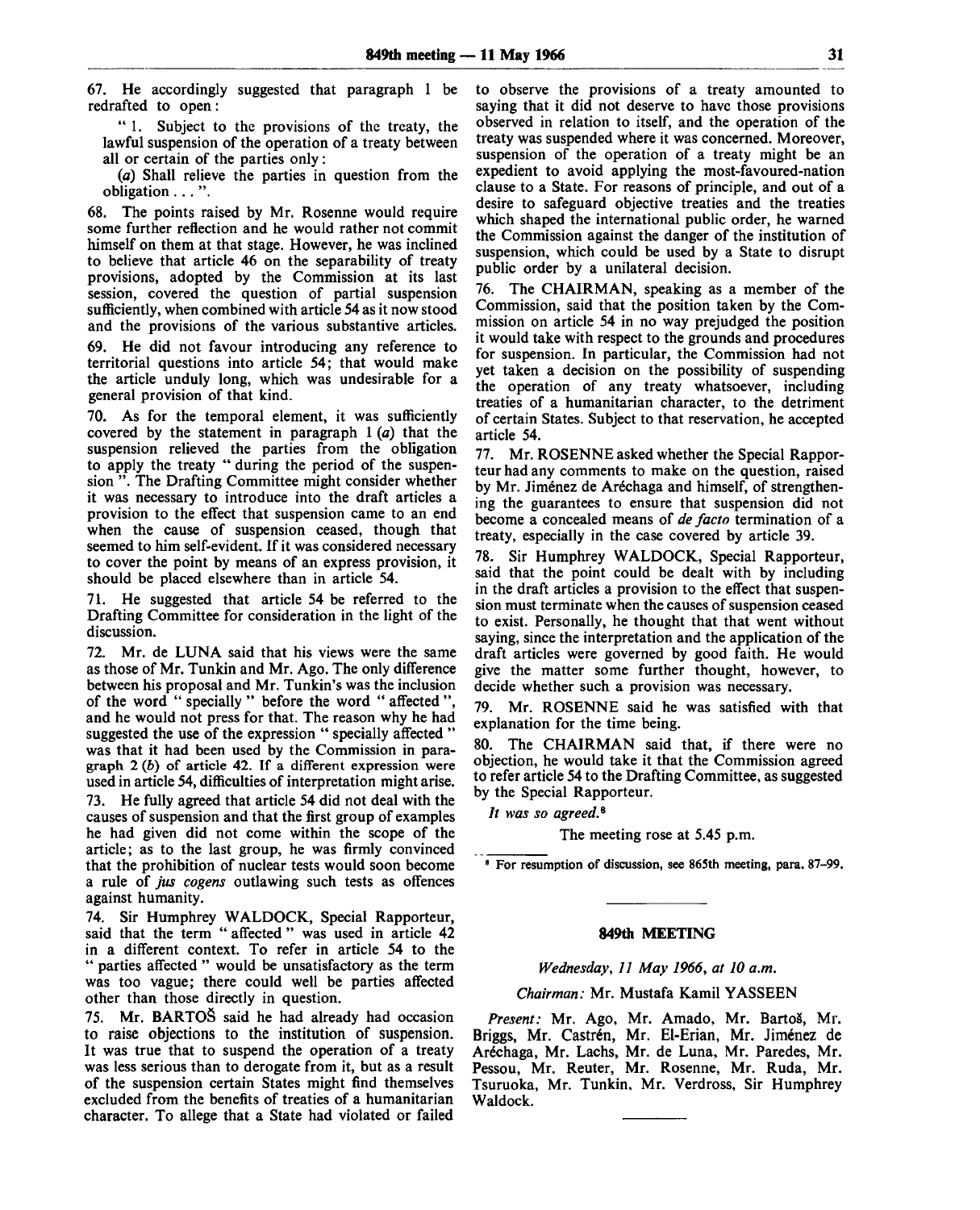67. He accordingly suggested that paragraph 1 be redrafted to open:

" 1. Subject to the provisions of the treaty, the lawful suspension of the operation of a treaty between all or certain of the parties only:

(*a*) Shall relieve the parties in question from the obligation . . . ".

68. The points raised by Mr. Rosenne would require some further reflection and he would rather not commit himself on them at that stage. However, he was inclined to believe that article 46 on the separability of treaty provisions, adopted by the Commission at its last session, covered the question of partial suspension sufficiently, when combined with article 54 as it now stood and the provisions of the various substantive articles.

69. He did not favour introducing any reference to territorial questions into article 54; that would make the article unduly long, which was undesirable for a general provision of that kind.

70. As for the temporal element, it was sufficiently covered by the statement in paragraph 1 (*a*) that the suspension relieved the parties from the obligation to apply the treaty " during the period of the suspension ". The Drafting Committee might consider whether it was necessary to introduce into the draft articles a provision to the effect that suspension came to an end when the cause of suspension ceased, though that seemed to him self-evident. If it was considered necessary to cover the point by means of an express provision, it should be placed elsewhere than in article 54.

71. He suggested that article 54 be referred to the Drafting Committee for consideration in the light of the discussion.

72. Mr. de LUNA said that his views were the same as those of Mr. Tunkin and Mr. Ago. The only difference between his proposal and Mr. Tunkin's was the inclusion of the word " specially " before the word " affected ", and he would not press for that. The reason why he had suggested the use of the expression " specially affected " was that it had been used by the Commission in paragraph 2 (*b*) of article 42. If a different expression were used in article 54, difficulties of interpretation might arise.

73. He fully agreed that article 54 did not deal with the causes of suspension and that the first group of examples he had given did not come within the scope of the article; as to the last group, he was firmly convinced that the prohibition of nuclear tests would soon become a rule of *jus cogens* outlawing such tests as offences against humanity.

74. Sir Humphrey WALDOCK, Special Rapporteur, said that the term " affected " was used in article 42 in a different context. To refer in article 54 to the " parties affected " would be unsatisfactory as the term was too vague; there could well be parties affected other than those directly in question.

75. Mr. BARTOŠ said he had already had occasion to raise objections to the institution of suspension. It was true that to suspend the operation of a treaty was less serious than to derogate from it, but as a result of the suspension certain States might find themselves excluded from the benefits of treaties of a humanitarian character. To allege that a State had violated or failed to observe the provisions of a treaty amounted to saying that it did not deserve to have those provisions observed in relation to itself, and the operation of the treaty was suspended where it was concerned. Moreover, suspension of the operation of a treaty might be an expedient to avoid applying the most-favoured-nation clause to a State. For reasons of principle, and out of a desire to safeguard objective treaties and the treaties which shaped the international public order, he warned the Commission against the danger of the institution of suspension, which could be used by a State to disrupt public order by a unilateral decision.

76. The CHAIRMAN, speaking as a member of the Commission, said that the position taken by the Commission on article 54 in no way prejudged the position it would take with respect to the grounds and procedures for suspension. In particular, the Commission had not yet taken a decision on the possibility of suspending the operation of any treaty whatsoever, including treaties of a humanitarian character, to the detriment of certain States. Subject to that reservation, he accepted article 54.

77. Mr. ROSENNE asked whether the Special Rapporteur had any comments to make on the question, raised by Mr. Jiménez de Aréchaga and himself, of strengthening the guarantees to ensure that suspension did not become a concealed means of *de facto* termination of a treaty, especially in the case covered by article 39.

78. Sir Humphrey WALDOCK, Special Rapporteur, said that the point could be dealt with by including in the draft articles a provision to the effect that suspension must terminate when the causes of suspension ceased to exist. Personally, he thought that that went without saying, since the interpretation and the application of the draft articles were governed by good faith. He would give the matter some further thought, however, to decide whether such a provision was necessary.

79. Mr. ROSENNE said he was satisfied with that explanation for the time being.

80. The CHAIRMAN said that, if there were no objection, he would take it that the Commission agreed to refer article 54 to the Drafting Committee, as suggested by the Special Rapporteur.

*It was so agreed.*[8]

The meeting rose at 5.45 p.m.

[8] For resumption of discussion, see 865th meeting, para. 87-99.

## 849th MEETING

*Wednesday, 11 May 1966, at 10 a.m.*

*Chairman:* Mr. Mustafa Kamil YASSEEN

*Present:* Mr. Ago, Mr. Amado, Mr. Bartoš, Mr. Briggs, Mr. Castrén, Mr. El-Erian, Mr. Jiménez de Aréchaga, Mr. Lachs, Mr. de Luna, Mr. Paredes, Mr. Pessou, Mr. Reuter, Mr. Rosenne, Mr. Ruda, Mr. Tsuruoka, Mr. Tunkin, Mr. Verdross, Sir Humphrey Waldock.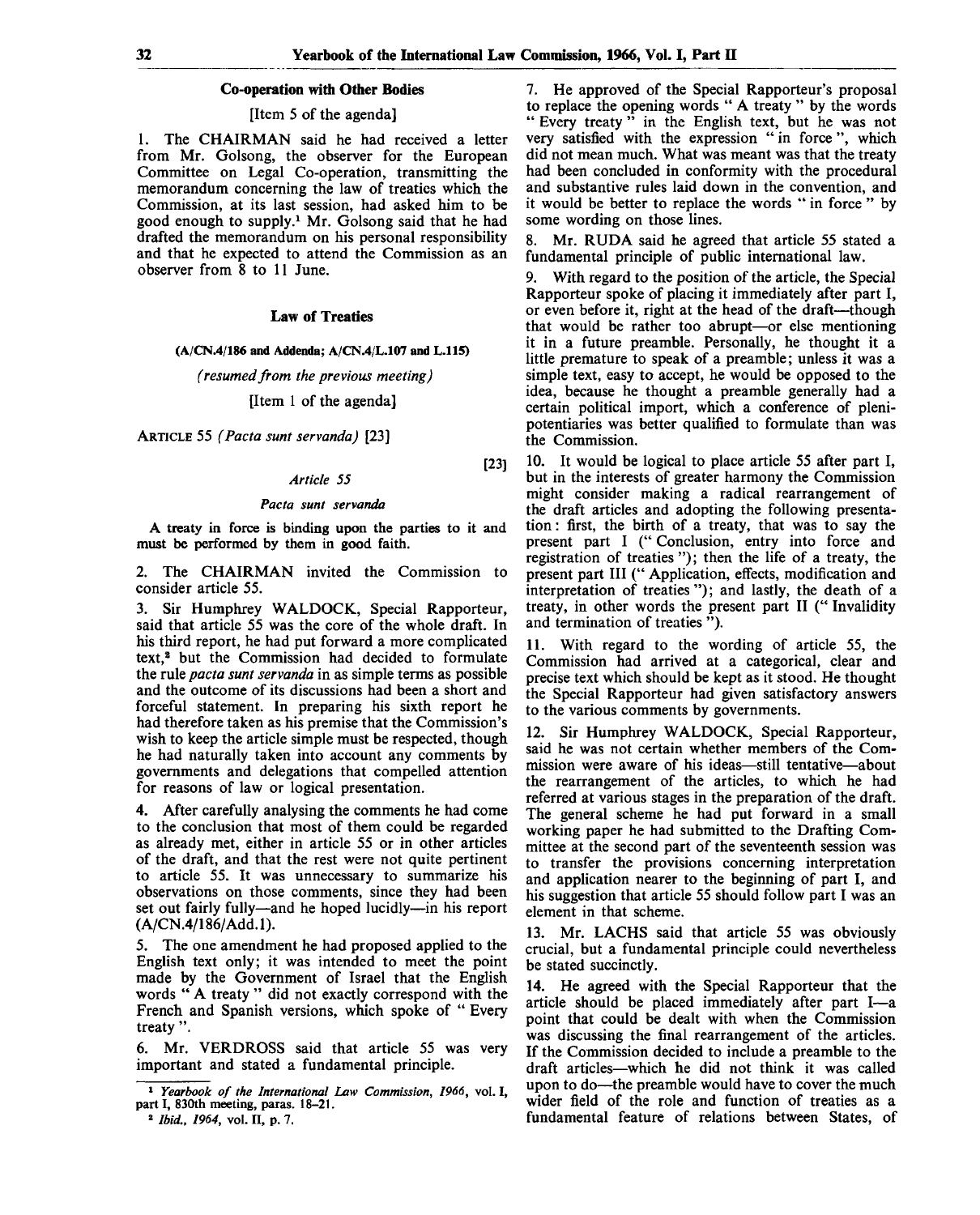## Co-operation with Other Bodies

[Item 5 of the agenda]

1. The CHAIRMAN said he had received a letter from Mr. Golsong, the observer for the European Committee on Legal Co-operation, transmitting the memorandum concerning the law of treaties which the Commission, at its last session, had asked him to be good enough to supply.[1] Mr. Golsong said that he had drafted the memorandum on his personal responsibility and that he expected to attend the Commission as an observer from 8 to 11 June.

## Law of Treaties

**(A/CN.4/186 and Addenda; A/CN.4/L.107 and L.115)**

*(resumed from the previous meeting)*

[Item 1 of the agenda]

ARTICLE 55 *(Pacta sunt servanda)* [23]

[23]

*Article 55*

*Pacta sunt servanda*

**A treaty in force is binding upon the parties to it and must be performed by them in good faith.**

2. The CHAIRMAN invited the Commission to consider article 55.

3. Sir Humphrey WALDOCK, Special Rapporteur, said that article 55 was the core of the whole draft. In his third report, he had put forward a more complicated text,[2] but the Commission had decided to formulate the rule *pacta sunt servanda* in as simple terms as possible and the outcome of its discussions had been a short and forceful statement. In preparing his sixth report he had therefore taken as his premise that the Commission's wish to keep the article simple must be respected, though he had naturally taken into account any comments by governments and delegations that compelled attention for reasons of law or logical presentation.

4. After carefully analysing the comments he had come to the conclusion that most of them could be regarded as already met, either in article 55 or in other articles of the draft, and that the rest were not quite pertinent to article 55. It was unnecessary to summarize his observations on those comments, since they had been set out fairly fully—and he hoped lucidly—in his report (A/CN.4/186/Add.1).

5. The one amendment he had proposed applied to the English text only; it was intended to meet the point made by the Government of Israel that the English words " A treaty " did not exactly correspond with the French and Spanish versions, which spoke of " Every treaty ".

6. Mr. VERDROSS said that article 55 was very important and stated a fundamental principle.

7. He approved of the Special Rapporteur's proposal to replace the opening words " A treaty " by the words " Every treaty " in the English text, but he was not very satisfied with the expression " in force ", which did not mean much. What was meant was that the treaty had been concluded in conformity with the procedural and substantive rules laid down in the convention, and it would be better to replace the words " in force " by some wording on those lines.

8. Mr. RUDA said he agreed that article 55 stated a fundamental principle of public international law.

9. With regard to the position of the article, the Special Rapporteur spoke of placing it immediately after part I, or even before it, right at the head of the draft—though that would be rather too abrupt—or else mentioning it in a future preamble. Personally, he thought it a little premature to speak of a preamble; unless it was a simple text, easy to accept, he would be opposed to the idea, because he thought a preamble generally had a certain political import, which a conference of plenipotentiaries was better qualified to formulate than was the Commission.

10. It would be logical to place article 55 after part I, but in the interests of greater harmony the Commission might consider making a radical rearrangement of the draft articles and adopting the following presentation: first, the birth of a treaty, that was to say the present part I (" Conclusion, entry into force and registration of treaties "); then the life of a treaty, the present part III (" Application, effects, modification and interpretation of treaties "); and lastly, the death of a treaty, in other words the present part II (" Invalidity and termination of treaties ").

11. With regard to the wording of article 55, the Commission had arrived at a categorical, clear and precise text which should be kept as it stood. He thought the Special Rapporteur had given satisfactory answers to the various comments by governments.

12. Sir Humphrey WALDOCK, Special Rapporteur, said he was not certain whether members of the Commission were aware of his ideas—still tentative—about the rearrangement of the articles, to which he had referred at various stages in the preparation of the draft. The general scheme he had put forward in a small working paper he had submitted to the Drafting Committee at the second part of the seventeenth session was to transfer the provisions concerning interpretation and application nearer to the beginning of part I, and his suggestion that article 55 should follow part I was an element in that scheme.

13. Mr. LACHS said that article 55 was obviously crucial, but a fundamental principle could nevertheless be stated succinctly.

14. He agreed with the Special Rapporteur that the article should be placed immediately after part I—a point that could be dealt with when the Commission was discussing the final rearrangement of the articles. If the Commission decided to include a preamble to the draft articles—which he did not think it was called upon to do—the preamble would have to cover the much wider field of the role and function of treaties as a fundamental feature of relations between States, of

---

[1] *Yearbook of the International Law Commission, 1966*, vol. I, part I, 830th meeting, paras. 18–21.

[2] *Ibid., 1964*, vol. II, p. 7.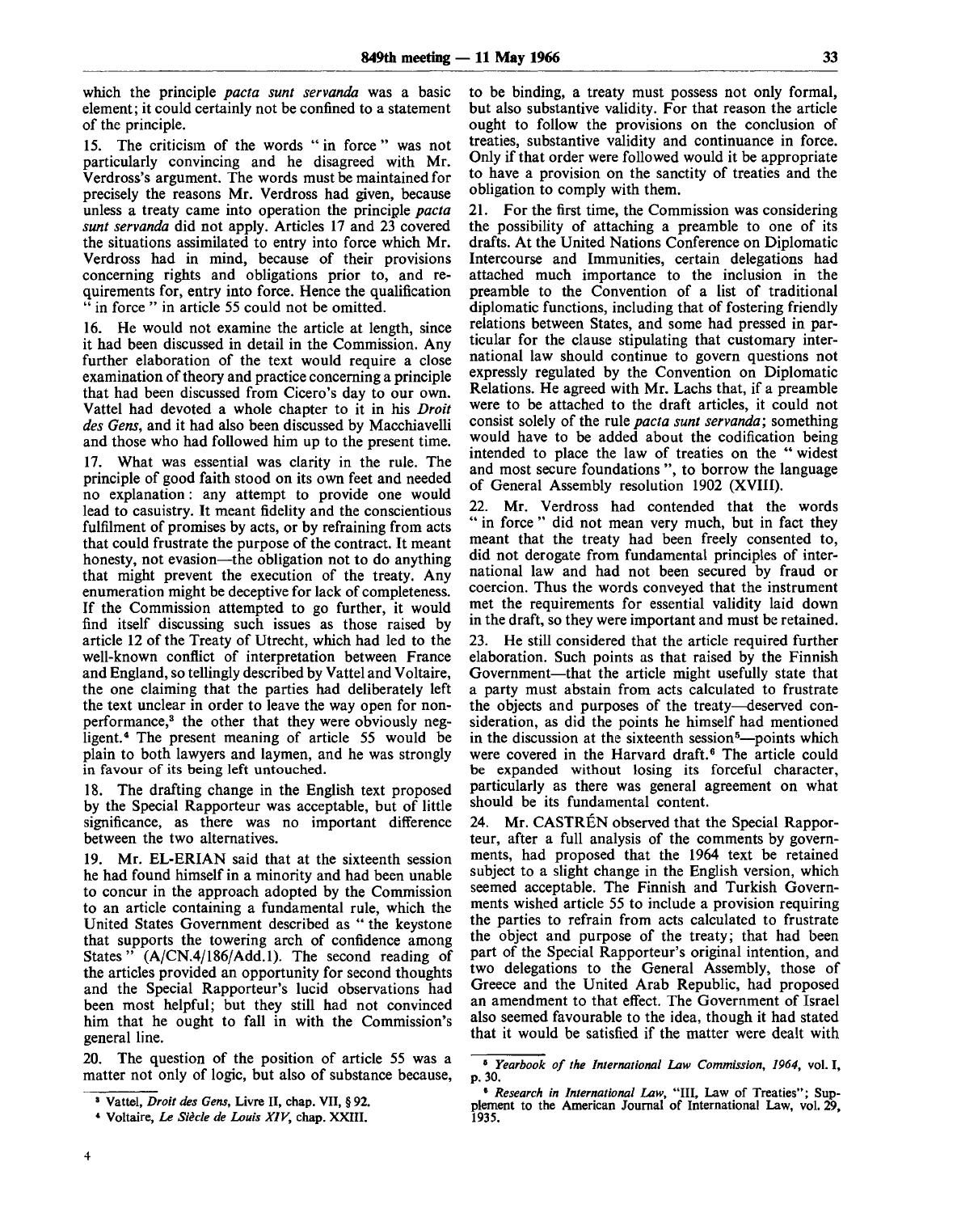which the principle *pacta sunt servanda* was a basic element; it could certainly not be confined to a statement of the principle.

15. The criticism of the words " in force " was not particularly convincing and he disagreed with Mr. Verdross's argument. The words must be maintained for precisely the reasons Mr. Verdross had given, because unless a treaty came into operation the principle *pacta sunt servanda* did not apply. Articles 17 and 23 covered the situations assimilated to entry into force which Mr. Verdross had in mind, because of their provisions concerning rights and obligations prior to, and requirements for, entry into force. Hence the qualification " in force " in article 55 could not be omitted.

16. He would not examine the article at length, since it had been discussed in detail in the Commission. Any further elaboration of the text would require a close examination of theory and practice concerning a principle that had been discussed from Cicero's day to our own. Vattel had devoted a whole chapter to it in his *Droit des Gens*, and it had also been discussed by Macchiavelli and those who had followed him up to the present time.

17. What was essential was clarity in the rule. The principle of good faith stood on its own feet and needed no explanation: any attempt to provide one would lead to casuistry. It meant fidelity and the conscientious fulfilment of promises by acts, or by refraining from acts that could frustrate the purpose of the contract. It meant honesty, not evasion—the obligation not to do anything that might prevent the execution of the treaty. Any enumeration might be deceptive for lack of completeness. If the Commission attempted to go further, it would find itself discussing such issues as those raised by article 12 of the Treaty of Utrecht, which had led to the well-known conflict of interpretation between France and England, so tellingly described by Vattel and Voltaire, the one claiming that the parties had deliberately left the text unclear in order to leave the way open for non-performance,[3] the other that they were obviously negligent.[4] The present meaning of article 55 would be plain to both lawyers and laymen, and he was strongly in favour of its being left untouched.

18. The drafting change in the English text proposed by the Special Rapporteur was acceptable, but of little significance, as there was no important difference between the two alternatives.

19. Mr. EL-ERIAN said that at the sixteenth session he had found himself in a minority and had been unable to concur in the approach adopted by the Commission to an article containing a fundamental rule, which the United States Government described as " the keystone that supports the towering arch of confidence among States " (A/CN.4/186/Add.1). The second reading of the articles provided an opportunity for second thoughts and the Special Rapporteur's lucid observations had been most helpful; but they still had not convinced him that he ought to fall in with the Commission's general line.

20. The question of the position of article 55 was a matter not only of logic, but also of substance because, to be binding, a treaty must possess not only formal, but also substantive validity. For that reason the article ought to follow the provisions on the conclusion of treaties, substantive validity and continuance in force. Only if that order were followed would it be appropriate to have a provision on the sanctity of treaties and the obligation to comply with them.

21. For the first time, the Commission was considering the possibility of attaching a preamble to one of its drafts. At the United Nations Conference on Diplomatic Intercourse and Immunities, certain delegations had attached much importance to the inclusion in the preamble to the Convention of a list of traditional diplomatic functions, including that of fostering friendly relations between States, and some had pressed in particular for the clause stipulating that customary international law should continue to govern questions not expressly regulated by the Convention on Diplomatic Relations. He agreed with Mr. Lachs that, if a preamble were to be attached to the draft articles, it could not consist solely of the rule *pacta sunt servanda*; something would have to be added about the codification being intended to place the law of treaties on the " widest and most secure foundations ", to borrow the language of General Assembly resolution 1902 (XVIII).

22. Mr. Verdross had contended that the words " in force " did not mean very much, but in fact they meant that the treaty had been freely consented to, did not derogate from fundamental principles of international law and had not been secured by fraud or coercion. Thus the words conveyed that the instrument met the requirements for essential validity laid down in the draft, so they were important and must be retained.

23. He still considered that the article required further elaboration. Such points as that raised by the Finnish Government—that the article might usefully state that a party must abstain from acts calculated to frustrate the objects and purposes of the treaty—deserved consideration, as did the points he himself had mentioned in the discussion at the sixteenth session[5]—points which were covered in the Harvard draft.[6] The article could be expanded without losing its forceful character, particularly as there was general agreement on what should be its fundamental content.

24. Mr. CASTRÉN observed that the Special Rapporteur, after a full analysis of the comments by governments, had proposed that the 1964 text be retained subject to a slight change in the English version, which seemed acceptable. The Finnish and Turkish Governments wished article 55 to include a provision requiring the parties to refrain from acts calculated to frustrate the object and purpose of the treaty; that had been part of the Special Rapporteur's original intention, and two delegations to the General Assembly, those of Greece and the United Arab Republic, had proposed an amendment to that effect. The Government of Israel also seemed favourable to the idea, though it had stated that it would be satisfied if the matter were dealt with

---

[3] Vattel, *Droit des Gens*, Livre II, chap. VII, § 92.

[4] Voltaire, *Le Siècle de Louis XIV*, chap. XXIII.

[5] *Yearbook of the International Law Commission, 1964*, vol. I, p. 30.

[6] *Research in International Law*, "III, Law of Treaties"; Supplement to the American Journal of International Law, vol. 29, 1935.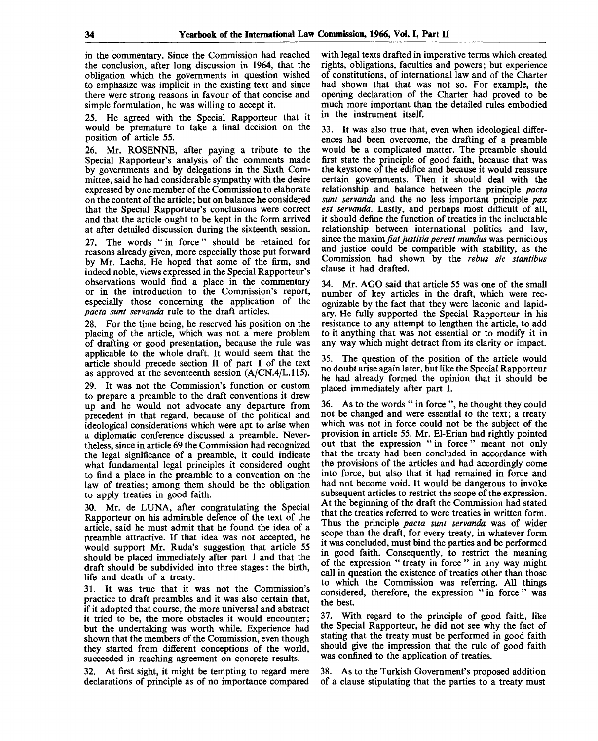in the commentary. Since the Commission had reached the conclusion, after long discussion in 1964, that the obligation which the governments in question wished to emphasize was implicit in the existing text and since there were strong reasons in favour of that concise and simple formulation, he was willing to accept it.

25. He agreed with the Special Rapporteur that it would be premature to take a final decision on the position of article 55.

26. Mr. ROSENNE, after paying a tribute to the Special Rapporteur's analysis of the comments made by governments and by delegations in the Sixth Committee, said he had considerable sympathy with the desire expressed by one member of the Commission to elaborate on the content of the article; but on balance he considered that the Special Rapporteur's conclusions were correct and that the article ought to be kept in the form arrived at after detailed discussion during the sixteenth session.

27. The words " in force " should be retained for reasons already given, more especially those put forward by Mr. Lachs. He hoped that some of the firm, and indeed noble, views expressed in the Special Rapporteur's observations would find a place in the commentary or in the introduction to the Commission's report, especially those concerning the application of the *pacta sunt servanda* rule to the draft articles.

28. For the time being, he reserved his position on the placing of the article, which was not a mere problem of drafting or good presentation, because the rule was applicable to the whole draft. It would seem that the article should precede section II of part I of the text as approved at the seventeenth session (A/CN.4/L.115).

29. It was not the Commission's function or custom to prepare a preamble to the draft conventions it drew up and he would not advocate any departure from precedent in that regard, because of the political and ideological considerations which were apt to arise when a diplomatic conference discussed a preamble. Nevertheless, since in article 69 the Commission had recognized the legal significance of a preamble, it could indicate what fundamental legal principles it considered ought to find a place in the preamble to a convention on the law of treaties; among them should be the obligation to apply treaties in good faith.

30. Mr. de LUNA, after congratulating the Special Rapporteur on his admirable defence of the text of the article, said he must admit that he found the idea of a preamble attractive. If that idea was not accepted, he would support Mr. Ruda's suggestion that article 55 should be placed immediately after part I and that the draft should be subdivided into three stages: the birth, life and death of a treaty.

31. It was true that it was not the Commission's practice to draft preambles and it was also certain that, if it adopted that course, the more universal and abstract it tried to be, the more obstacles it would encounter; but the undertaking was worth while. Experience had shown that the members of the Commission, even though they started from different conceptions of the world, succeeded in reaching agreement on concrete results.

32. At first sight, it might be tempting to regard mere declarations of principle as of no importance compared with legal texts drafted in imperative terms which created rights, obligations, faculties and powers; but experience of constitutions, of international law and of the Charter had shown that that was not so. For example, the opening declaration of the Charter had proved to be much more important than the detailed rules embodied in the instrument itself.

33. It was also true that, even when ideological differences had been overcome, the drafting of a preamble would be a complicated matter. The preamble should first state the principle of good faith, because that was the keystone of the edifice and because it would reassure certain governments. Then it should deal with the relationship and balance between the principle *pacta sunt servanda* and the no less important principle *pax est servanda*. Lastly, and perhaps most difficult of all, it should define the function of treaties in the ineluctable relationship between international politics and law, since the maxim *fiat justitia pereat mundus* was pernicious and justice could be compatible with stability, as the Commission had shown by the *rebus sic stantibus* clause it had drafted.

34. Mr. AGO said that article 55 was one of the small number of key articles in the draft, which were recognizable by the fact that they were laconic and lapidary. He fully supported the Special Rapporteur in his resistance to any attempt to lengthen the article, to add to it anything that was not essential or to modify it in any way which might detract from its clarity or impact.

35. The question of the position of the article would no doubt arise again later, but like the Special Rapporteur he had already formed the opinion that it should be placed immediately after part I.

36. As to the words " in force ", he thought they could not be changed and were essential to the text; a treaty which was not in force could not be the subject of the provision in article 55. Mr. El-Erian had rightly pointed out that the expression " in force " meant not only that the treaty had been concluded in accordance with the provisions of the articles and had accordingly come into force, but also that it had remained in force and had not become void. It would be dangerous to invoke subsequent articles to restrict the scope of the expression. At the beginning of the draft the Commission had stated that the treaties referred to were treaties in written form. Thus the principle *pacta sunt servanda* was of wider scope than the draft, for every treaty, in whatever form it was concluded, must bind the parties and be performed in good faith. Consequently, to restrict the meaning of the expression " treaty in force " in any way might call in question the existence of treaties other than those to which the Commission was referring. All things considered, therefore, the expression " in force " was the best.

37. With regard to the principle of good faith, like the Special Rapporteur, he did not see why the fact of stating that the treaty must be performed in good faith should give the impression that the rule of good faith was confined to the application of treaties.

38. As to the Turkish Government's proposed addition of a clause stipulating that the parties to a treaty must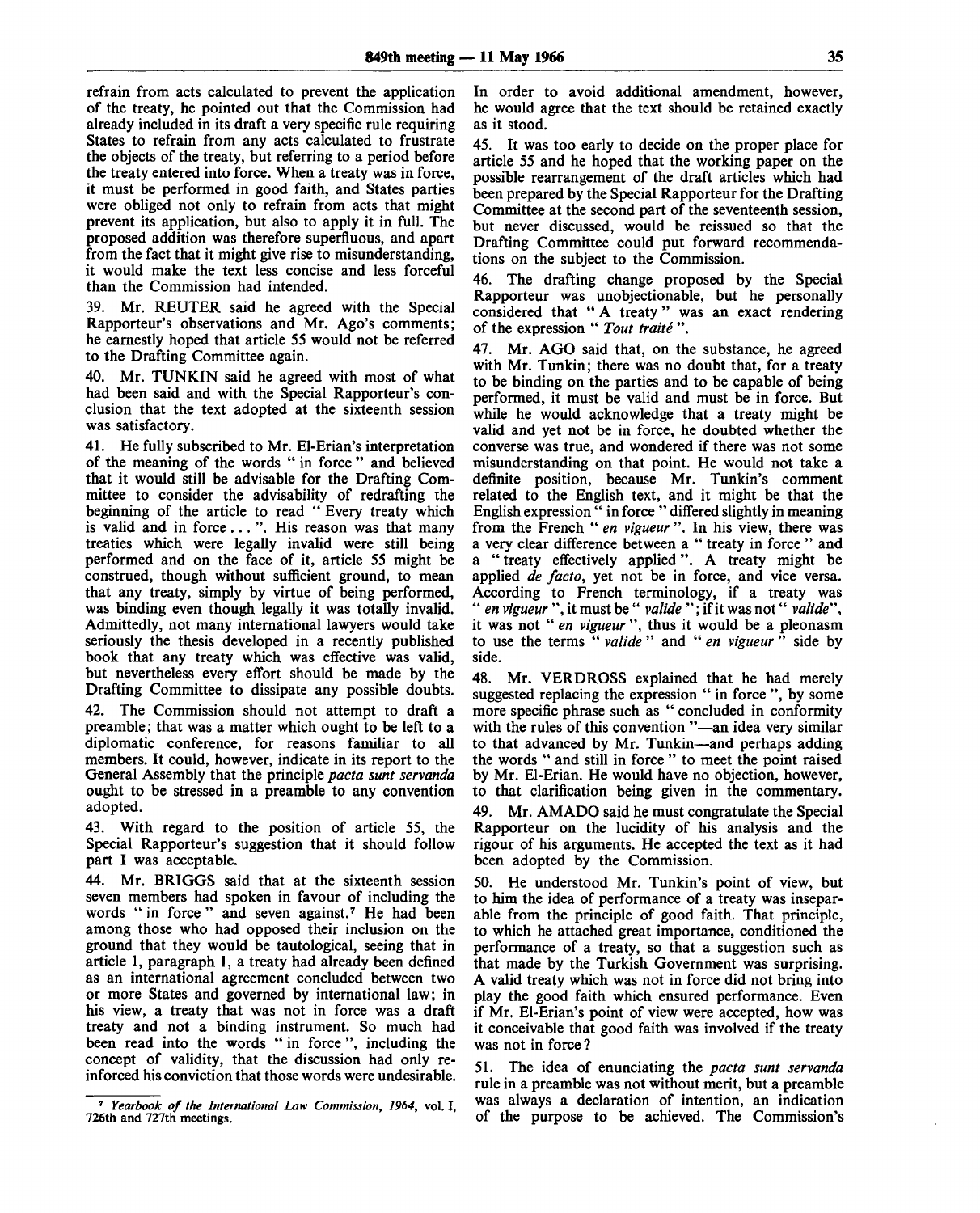refrain from acts calculated to prevent the application of the treaty, he pointed out that the Commission had already included in its draft a very specific rule requiring States to refrain from any acts calculated to frustrate the objects of the treaty, but referring to a period before the treaty entered into force. When a treaty was in force, it must be performed in good faith, and States parties were obliged not only to refrain from acts that might prevent its application, but also to apply it in full. The proposed addition was therefore superfluous, and apart from the fact that it might give rise to misunderstanding, it would make the text less concise and less forceful than the Commission had intended.

39. Mr. REUTER said he agreed with the Special Rapporteur's observations and Mr. Ago's comments; he earnestly hoped that article 55 would not be referred to the Drafting Committee again.

40. Mr. TUNKIN said he agreed with most of what had been said and with the Special Rapporteur's conclusion that the text adopted at the sixteenth session was satisfactory.

41. He fully subscribed to Mr. El-Erian's interpretation of the meaning of the words " in force " and believed that it would still be advisable for the Drafting Committee to consider the advisability of redrafting the beginning of the article to read " Every treaty which is valid and in force . . . ". His reason was that many treaties which were legally invalid were still being performed and on the face of it, article 55 might be construed, though without sufficient ground, to mean that any treaty, simply by virtue of being performed, was binding even though legally it was totally invalid. Admittedly, not many international lawyers would take seriously the thesis developed in a recently published book that any treaty which was effective was valid, but nevertheless every effort should be made by the Drafting Committee to dissipate any possible doubts.

42. The Commission should not attempt to draft a preamble; that was a matter which ought to be left to a diplomatic conference, for reasons familiar to all members. It could, however, indicate in its report to the General Assembly that the principle *pacta sunt servanda* ought to be stressed in a preamble to any convention adopted.

43. With regard to the position of article 55, the Special Rapporteur's suggestion that it should follow part I was acceptable.

44. Mr. BRIGGS said that at the sixteenth session seven members had spoken in favour of including the words " in force " and seven against.[7] He had been among those who had opposed their inclusion on the ground that they would be tautological, seeing that in article 1, paragraph 1, a treaty had already been defined as an international agreement concluded between two or more States and governed by international law; in his view, a treaty that was not in force was a draft treaty and not a binding instrument. So much had been read into the words " in force ", including the concept of validity, that the discussion had only reinforced his conviction that those words were undesirable. In order to avoid additional amendment, however, he would agree that the text should be retained exactly as it stood.

45. It was too early to decide on the proper place for article 55 and he hoped that the working paper on the possible rearrangement of the draft articles which had been prepared by the Special Rapporteur for the Drafting Committee at the second part of the seventeenth session, but never discussed, would be reissued so that the Drafting Committee could put forward recommendations on the subject to the Commission.

46. The drafting change proposed by the Special Rapporteur was unobjectionable, but he personally considered that " A treaty " was an exact rendering of the expression " *Tout traité* ".

47. Mr. AGO said that, on the substance, he agreed with Mr. Tunkin; there was no doubt that, for a treaty to be binding on the parties and to be capable of being performed, it must be valid and must be in force. But while he would acknowledge that a treaty might be valid and yet not be in force, he doubted whether the converse was true, and wondered if there was not some misunderstanding on that point. He would not take a definite position, because Mr. Tunkin's comment related to the English text, and it might be that the English expression " in force " differed slightly in meaning from the French " *en vigueur* ". In his view, there was a very clear difference between a " treaty in force " and a " treaty effectively applied ". A treaty might be applied *de facto*, yet not be in force, and vice versa. According to French terminology, if a treaty was " *en vigueur* ", it must be " *valide* "; if it was not " *valide*", it was not " *en vigueur* ", thus it would be a pleonasm to use the terms " *valide* " and " *en vigueur* " side by side.

48. Mr. VERDROSS explained that he had merely suggested replacing the expression " in force ", by some more specific phrase such as " concluded in conformity with the rules of this convention "—an idea very similar to that advanced by Mr. Tunkin—and perhaps adding the words " and still in force " to meet the point raised by Mr. El-Erian. He would have no objection, however, to that clarification being given in the commentary.

49. Mr. AMADO said he must congratulate the Special Rapporteur on the lucidity of his analysis and the rigour of his arguments. He accepted the text as it had been adopted by the Commission.

50. He understood Mr. Tunkin's point of view, but to him the idea of performance of a treaty was inseparable from the principle of good faith. That principle, to which he attached great importance, conditioned the performance of a treaty, so that a suggestion such as that made by the Turkish Government was surprising. A valid treaty which was not in force did not bring into play the good faith which ensured performance. Even if Mr. El-Erian's point of view were accepted, how was it conceivable that good faith was involved if the treaty was not in force?

51. The idea of enunciating the *pacta sunt servanda* rule in a preamble was not without merit, but a preamble was always a declaration of intention, an indication of the purpose to be achieved. The Commission's

[7] *Yearbook of the International Law Commission, 1964*, vol. I, 726th and 727th meetings.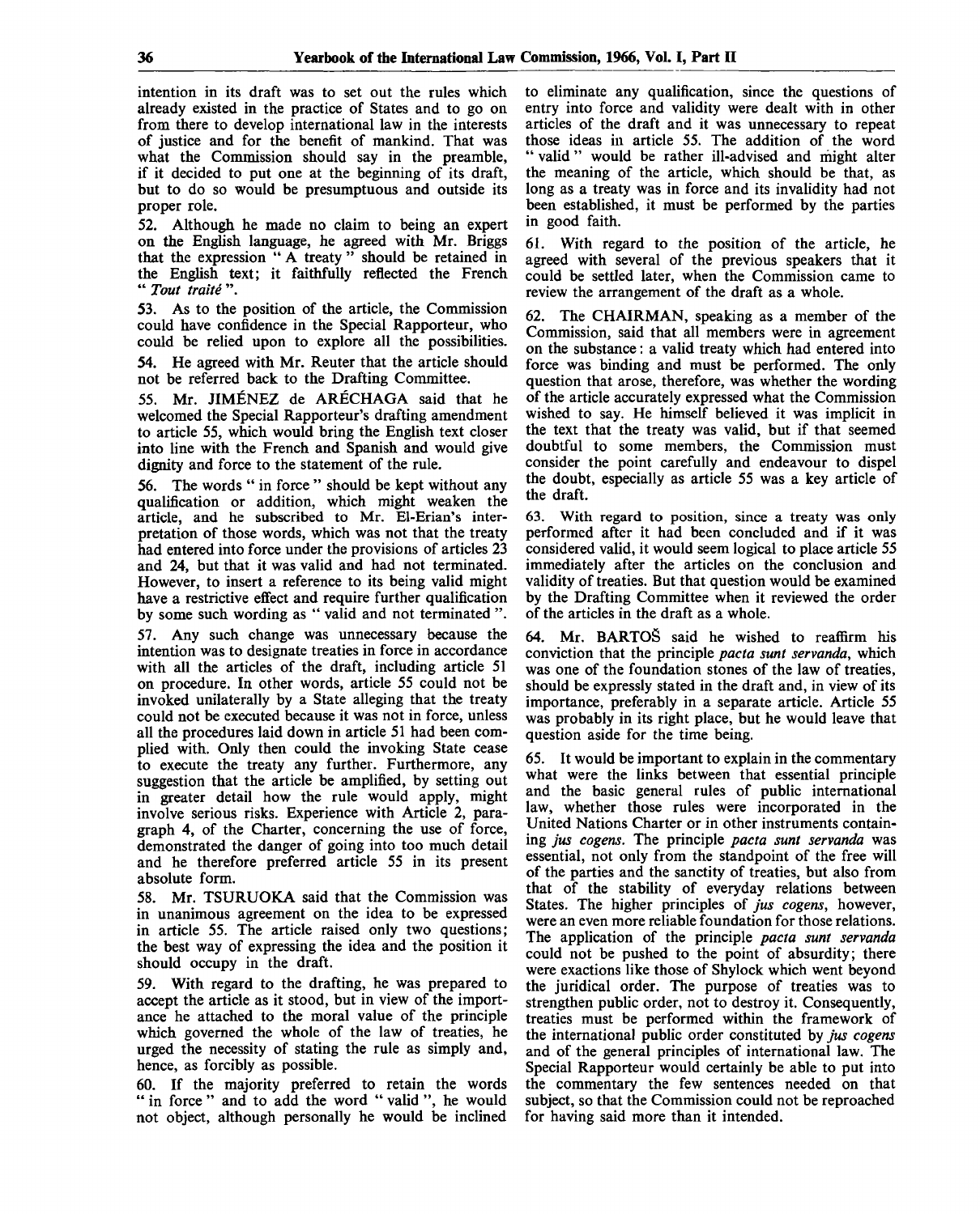intention in its draft was to set out the rules which already existed in the practice of States and to go on from there to develop international law in the interests of justice and for the benefit of mankind. That was what the Commission should say in the preamble, if it decided to put one at the beginning of its draft, but to do so would be presumptuous and outside its proper role.

52. Although he made no claim to being an expert on the English language, he agreed with Mr. Briggs that the expression " A treaty " should be retained in the English text; it faithfully reflected the French " *Tout traité* ".

53. As to the position of the article, the Commission could have confidence in the Special Rapporteur, who could be relied upon to explore all the possibilities.

54. He agreed with Mr. Reuter that the article should not be referred back to the Drafting Committee.

55. Mr. JIMÉNEZ de ARÉCHAGA said that he welcomed the Special Rapporteur's drafting amendment to article 55, which would bring the English text closer into line with the French and Spanish and would give dignity and force to the statement of the rule.

56. The words " in force " should be kept without any qualification or addition, which might weaken the article, and he subscribed to Mr. El-Erian's interpretation of those words, which was not that the treaty had entered into force under the provisions of articles 23 and 24, but that it was valid and had not terminated. However, to insert a reference to its being valid might have a restrictive effect and require further qualification by some such wording as " valid and not terminated ".

57. Any such change was unnecessary because the intention was to designate treaties in force in accordance with all the articles of the draft, including article 51 on procedure. In other words, article 55 could not be invoked unilaterally by a State alleging that the treaty could not be executed because it was not in force, unless all the procedures laid down in article 51 had been complied with. Only then could the invoking State cease to execute the treaty any further. Furthermore, any suggestion that the article be amplified, by setting out in greater detail how the rule would apply, might involve serious risks. Experience with Article 2, paragraph 4, of the Charter, concerning the use of force, demonstrated the danger of going into too much detail and he therefore preferred article 55 in its present absolute form.

58. Mr. TSURUOKA said that the Commission was in unanimous agreement on the idea to be expressed in article 55. The article raised only two questions; the best way of expressing the idea and the position it should occupy in the draft.

59. With regard to the drafting, he was prepared to accept the article as it stood, but in view of the importance he attached to the moral value of the principle which governed the whole of the law of treaties, he urged the necessity of stating the rule as simply and, hence, as forcibly as possible.

60. If the majority preferred to retain the words " in force " and to add the word " valid ", he would not object, although personally he would be inclined to eliminate any qualification, since the questions of entry into force and validity were dealt with in other articles of the draft and it was unnecessary to repeat those ideas in article 55. The addition of the word " valid " would be rather ill-advised and might alter the meaning of the article, which should be that, as long as a treaty was in force and its invalidity had not been established, it must be performed by the parties in good faith.

61. With regard to the position of the article, he agreed with several of the previous speakers that it could be settled later, when the Commission came to review the arrangement of the draft as a whole.

62. The CHAIRMAN, speaking as a member of the Commission, said that all members were in agreement on the substance: a valid treaty which had entered into force was binding and must be performed. The only question that arose, therefore, was whether the wording of the article accurately expressed what the Commission wished to say. He himself believed it was implicit in the text that the treaty was valid, but if that seemed doubtful to some members, the Commission must consider the point carefully and endeavour to dispel the doubt, especially as article 55 was a key article of the draft.

63. With regard to position, since a treaty was only performed after it had been concluded and if it was considered valid, it would seem logical to place article 55 immediately after the articles on the conclusion and validity of treaties. But that question would be examined by the Drafting Committee when it reviewed the order of the articles in the draft as a whole.

64. Mr. BARTOŠ said he wished to reaffirm his conviction that the principle *pacta sunt servanda*, which was one of the foundation stones of the law of treaties, should be expressly stated in the draft and, in view of its importance, preferably in a separate article. Article 55 was probably in its right place, but he would leave that question aside for the time being.

65. It would be important to explain in the commentary what were the links between that essential principle and the basic general rules of public international law, whether those rules were incorporated in the United Nations Charter or in other instruments containing *jus cogens*. The principle *pacta sunt servanda* was essential, not only from the standpoint of the free will of the parties and the sanctity of treaties, but also from that of the stability of everyday relations between States. The higher principles of *jus cogens*, however, were an even more reliable foundation for those relations. The application of the principle *pacta sunt servanda* could not be pushed to the point of absurdity; there were exactions like those of Shylock which went beyond the juridical order. The purpose of treaties was to strengthen public order, not to destroy it. Consequently, treaties must be performed within the framework of the international public order constituted by *jus cogens* and of the general principles of international law. The Special Rapporteur would certainly be able to put into the commentary the few sentences needed on that subject, so that the Commission could not be reproached for having said more than it intended.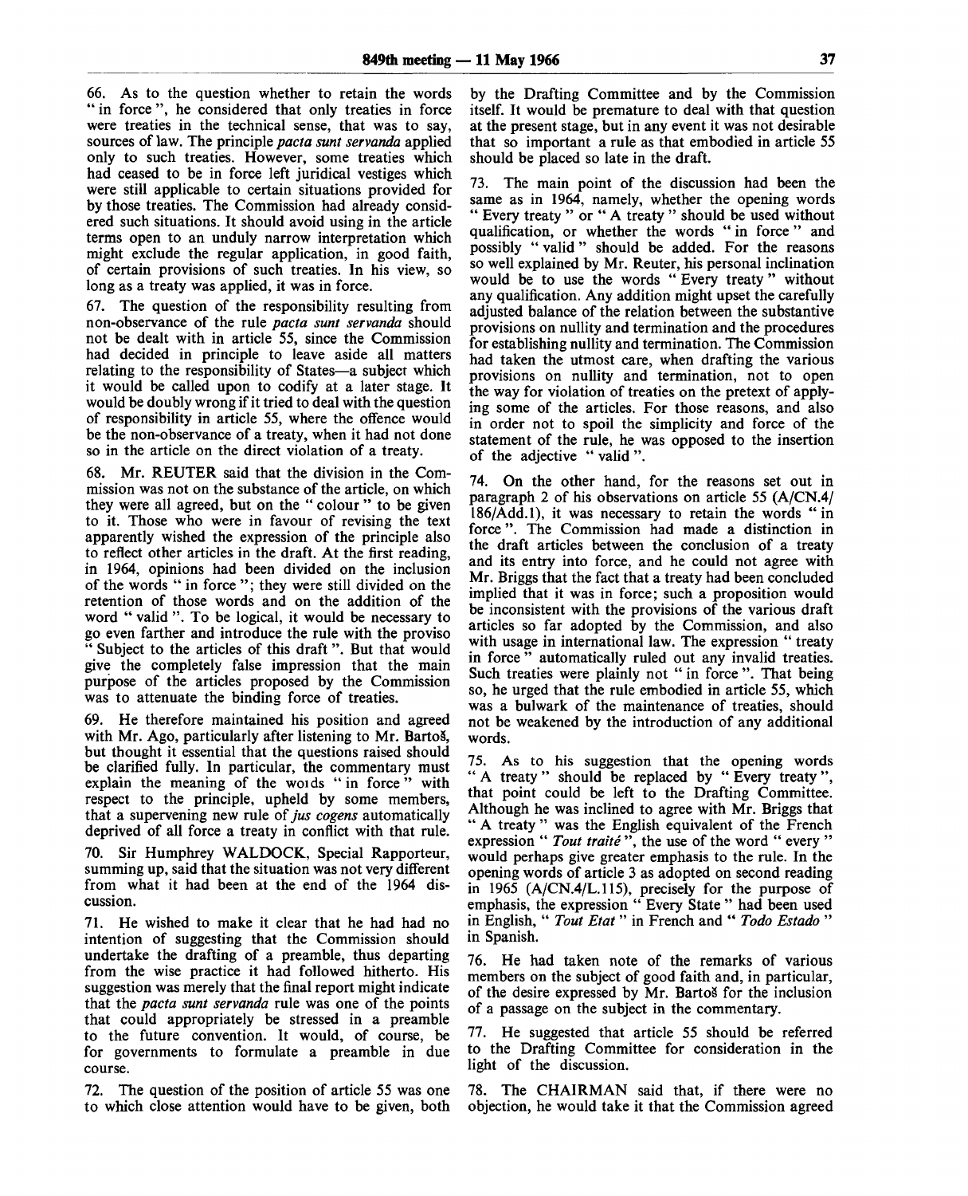66. As to the question whether to retain the words " in force ", he considered that only treaties in force were treaties in the technical sense, that was to say, sources of law. The principle *pacta sunt servanda* applied only to such treaties. However, some treaties which had ceased to be in force left juridical vestiges which were still applicable to certain situations provided for by those treaties. The Commission had already considered such situations. It should avoid using in the article terms open to an unduly narrow interpretation which might exclude the regular application, in good faith, of certain provisions of such treaties. In his view, so long as a treaty was applied, it was in force.

67. The question of the responsibility resulting from non-observance of the rule *pacta sunt servanda* should not be dealt with in article 55, since the Commission had decided in principle to leave aside all matters relating to the responsibility of States—a subject which it would be called upon to codify at a later stage. It would be doubly wrong if it tried to deal with the question of responsibility in article 55, where the offence would be the non-observance of a treaty, when it had not done so in the article on the direct violation of a treaty.

68. Mr. REUTER said that the division in the Commission was not on the substance of the article, on which they were all agreed, but on the " colour " to be given to it. Those who were in favour of revising the text apparently wished the expression of the principle also to reflect other articles in the draft. At the first reading, in 1964, opinions had been divided on the inclusion of the words " in force "; they were still divided on the retention of those words and on the addition of the word " valid ". To be logical, it would be necessary to go even farther and introduce the rule with the proviso " Subject to the articles of this draft ". But that would give the completely false impression that the main purpose of the articles proposed by the Commission was to attenuate the binding force of treaties.

69. He therefore maintained his position and agreed with Mr. Ago, particularly after listening to Mr. Bartoš, but thought it essential that the questions raised should be clarified fully. In particular, the commentary must explain the meaning of the words " in force " with respect to the principle, upheld by some members, that a supervening new rule of *jus cogens* automatically deprived of all force a treaty in conflict with that rule.

70. Sir Humphrey WALDOCK, Special Rapporteur, summing up, said that the situation was not very different from what it had been at the end of the 1964 discussion.

71. He wished to make it clear that he had had no intention of suggesting that the Commission should undertake the drafting of a preamble, thus departing from the wise practice it had followed hitherto. His suggestion was merely that the final report might indicate that the *pacta sunt servanda* rule was one of the points that could appropriately be stressed in a preamble to the future convention. It would, of course, be for governments to formulate a preamble in due course.

72. The question of the position of article 55 was one to which close attention would have to be given, both by the Drafting Committee and by the Commission itself. It would be premature to deal with that question at the present stage, but in any event it was not desirable that so important a rule as that embodied in article 55 should be placed so late in the draft.

73. The main point of the discussion had been the same as in 1964, namely, whether the opening words " Every treaty " or " A treaty " should be used without qualification, or whether the words " in force " and possibly " valid " should be added. For the reasons so well explained by Mr. Reuter, his personal inclination would be to use the words " Every treaty " without any qualification. Any addition might upset the carefully adjusted balance of the relation between the substantive provisions on nullity and termination and the procedures for establishing nullity and termination. The Commission had taken the utmost care, when drafting the various provisions on nullity and termination, not to open the way for violation of treaties on the pretext of applying some of the articles. For those reasons, and also in order not to spoil the simplicity and force of the statement of the rule, he was opposed to the insertion of the adjective " valid ".

74. On the other hand, for the reasons set out in paragraph 2 of his observations on article 55 (A/CN.4/186/Add.1), it was necessary to retain the words " in force ". The Commission had made a distinction in the draft articles between the conclusion of a treaty and its entry into force, and he could not agree with Mr. Briggs that the fact that a treaty had been concluded implied that it was in force; such a proposition would be inconsistent with the provisions of the various draft articles so far adopted by the Commission, and also with usage in international law. The expression " treaty in force " automatically ruled out any invalid treaties. Such treaties were plainly not " in force ". That being so, he urged that the rule embodied in article 55, which was a bulwark of the maintenance of treaties, should not be weakened by the introduction of any additional words.

75. As to his suggestion that the opening words " A treaty " should be replaced by " Every treaty ", that point could be left to the Drafting Committee. Although he was inclined to agree with Mr. Briggs that " A treaty " was the English equivalent of the French expression " *Tout traité* ", the use of the word " every " would perhaps give greater emphasis to the rule. In the opening words of article 3 as adopted on second reading in 1965 (A/CN.4/L.115), precisely for the purpose of emphasis, the expression " Every State " had been used in English, " *Tout Etat* " in French and " *Todo Estado* " in Spanish.

76. He had taken note of the remarks of various members on the subject of good faith and, in particular, of the desire expressed by Mr. Bartoš for the inclusion of a passage on the subject in the commentary.

77. He suggested that article 55 should be referred to the Drafting Committee for consideration in the light of the discussion.

78. The CHAIRMAN said that, if there were no objection, he would take it that the Commission agreed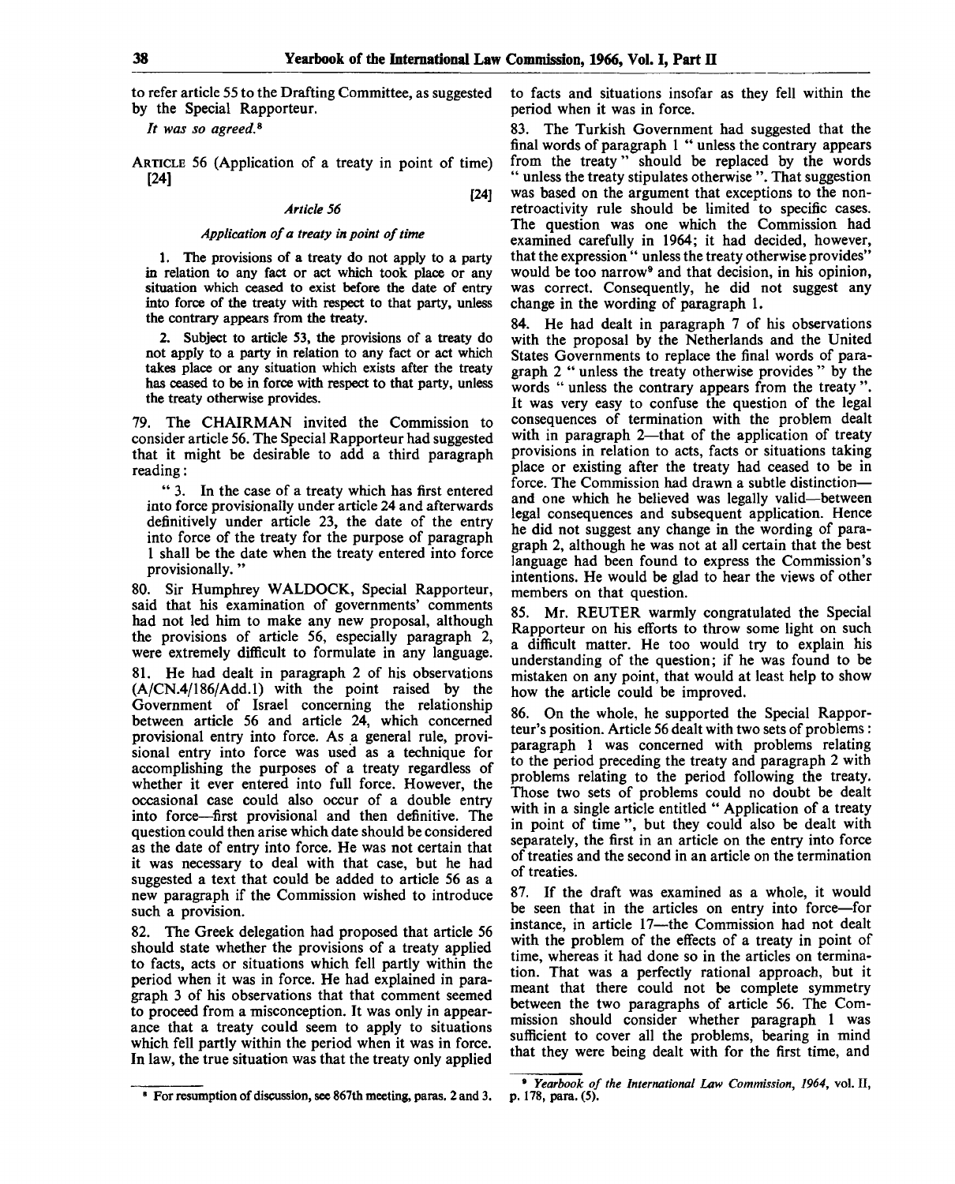to refer article 55 to the Drafting Committee, as suggested by the Special Rapporteur.

*It was so agreed.*[8]

ARTICLE 56 (Application of a treaty in point of time) [24]

[24]

*Article 56*

*Application of a treaty in point of time*

1. The provisions of a treaty do not apply to a party in relation to any fact or act which took place or any situation which ceased to exist before the date of entry into force of the treaty with respect to that party, unless the contrary appears from the treaty.

2. Subject to article 53, the provisions of a treaty do not apply to a party in relation to any fact or act which takes place or any situation which exists after the treaty has ceased to be in force with respect to that party, unless the treaty otherwise provides.

79. The CHAIRMAN invited the Commission to consider article 56. The Special Rapporteur had suggested that it might be desirable to add a third paragraph reading:

"3. In the case of a treaty which has first entered into force provisionally under article 24 and afterwards definitively under article 23, the date of the entry into force of the treaty for the purpose of paragraph 1 shall be the date when the treaty entered into force provisionally."

80. Sir Humphrey WALDOCK, Special Rapporteur, said that his examination of governments' comments had not led him to make any new proposal, although the provisions of article 56, especially paragraph 2, were extremely difficult to formulate in any language.

81. He had dealt in paragraph 2 of his observations (A/CN.4/186/Add.1) with the point raised by the Government of Israel concerning the relationship between article 56 and article 24, which concerned provisional entry into force. As a general rule, provisional entry into force was used as a technique for accomplishing the purposes of a treaty regardless of whether it ever entered into full force. However, the occasional case could also occur of a double entry into force—first provisional and then definitive. The question could then arise which date should be considered as the date of entry into force. He was not certain that it was necessary to deal with that case, but he had suggested a text that could be added to article 56 as a new paragraph if the Commission wished to introduce such a provision.

82. The Greek delegation had proposed that article 56 should state whether the provisions of a treaty applied to facts, acts or situations which fell partly within the period when it was in force. He had explained in paragraph 3 of his observations that that comment seemed to proceed from a misconception. It was only in appearance that a treaty could seem to apply to situations which fell partly within the period when it was in force. In law, the true situation was that the treaty only applied to facts and situations insofar as they fell within the period when it was in force.

83. The Turkish Government had suggested that the final words of paragraph 1 "unless the contrary appears from the treaty" should be replaced by the words "unless the treaty stipulates otherwise". That suggestion was based on the argument that exceptions to the non-retroactivity rule should be limited to specific cases. The question was one which the Commission had examined carefully in 1964; it had decided, however, that the expression "unless the treaty otherwise provides" would be too narrow[9] and that decision, in his opinion, was correct. Consequently, he did not suggest any change in the wording of paragraph 1.

84. He had dealt in paragraph 7 of his observations with the proposal by the Netherlands and the United States Governments to replace the final words of paragraph 2 "unless the treaty otherwise provides" by the words "unless the contrary appears from the treaty". It was very easy to confuse the question of the legal consequences of termination with the problem dealt with in paragraph 2—that of the application of treaty provisions in relation to acts, facts or situations taking place or existing after the treaty had ceased to be in force. The Commission had drawn a subtle distinction—and one which he believed was legally valid—between legal consequences and subsequent application. Hence he did not suggest any change in the wording of paragraph 2, although he was not at all certain that the best language had been found to express the Commission's intentions. He would be glad to hear the views of other members on that question.

85. Mr. REUTER warmly congratulated the Special Rapporteur on his efforts to throw some light on such a difficult matter. He too would try to explain his understanding of the question; if he was found to be mistaken on any point, that would at least help to show how the article could be improved.

86. On the whole, he supported the Special Rapporteur's position. Article 56 dealt with two sets of problems: paragraph 1 was concerned with problems relating to the period preceding the treaty and paragraph 2 with problems relating to the period following the treaty. Those two sets of problems could no doubt be dealt with in a single article entitled "Application of a treaty in point of time", but they could also be dealt with separately, the first in an article on the entry into force of treaties and the second in an article on the termination of treaties.

87. If the draft was examined as a whole, it would be seen that in the articles on entry into force—for instance, in article 17—the Commission had not dealt with the problem of the effects of a treaty in point of time, whereas it had done so in the articles on termination. That was a perfectly rational approach, but it meant that there could not be complete symmetry between the two paragraphs of article 56. The Commission should consider whether paragraph 1 was sufficient to cover all the problems, bearing in mind that they were being dealt with for the first time, and

---

[8] For resumption of discussion, see 867th meeting, paras. 2 and 3.

[9] *Yearbook of the International Law Commission, 1964*, vol. II, p. 178, para. (5).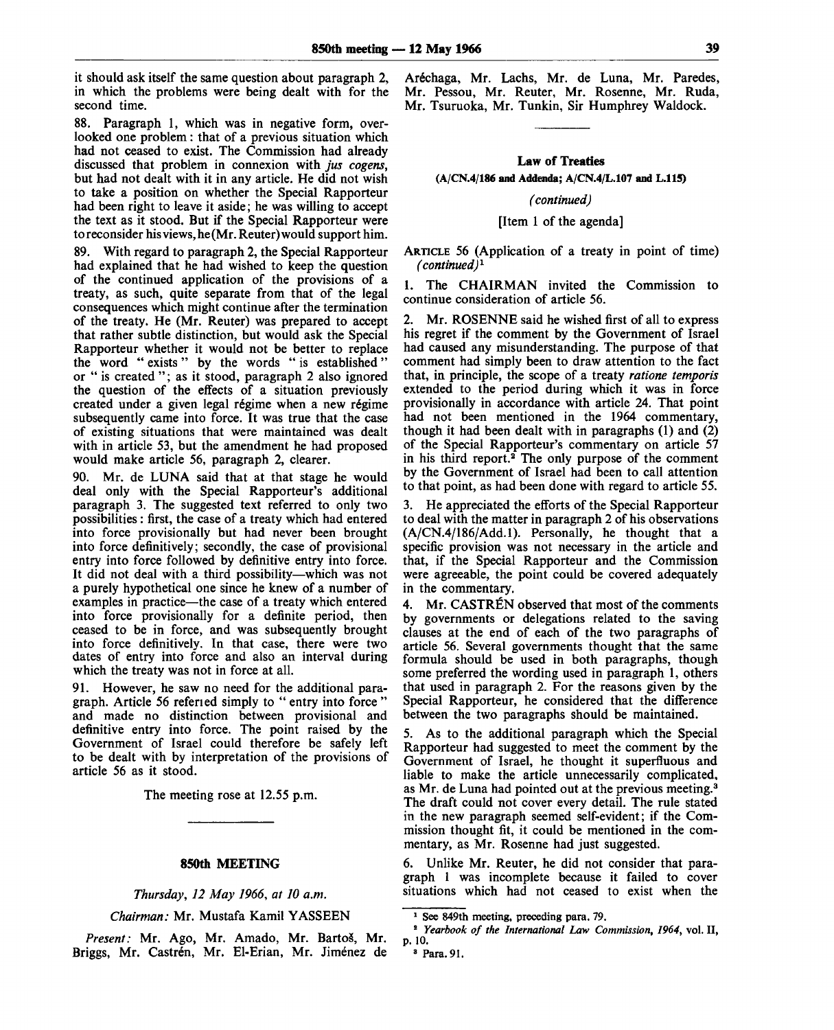it should ask itself the same question about paragraph 2, in which the problems were being dealt with for the second time.

88. Paragraph 1, which was in negative form, overlooked one problem: that of a previous situation which had not ceased to exist. The Commission had already discussed that problem in connexion with *jus cogens*, but had not dealt with it in any article. He did not wish to take a position on whether the Special Rapporteur had been right to leave it aside; he was willing to accept the text as it stood. But if the Special Rapporteur were to reconsider his views, he (Mr. Reuter) would support him.

89. With regard to paragraph 2, the Special Rapporteur had explained that he had wished to keep the question of the continued application of the provisions of a treaty, as such, quite separate from that of the legal consequences which might continue after the termination of the treaty. He (Mr. Reuter) was prepared to accept that rather subtle distinction, but would ask the Special Rapporteur whether it would not be better to replace the word " exists " by the words " is established " or " is created "; as it stood, paragraph 2 also ignored the question of the effects of a situation previously created under a given legal régime when a new régime subsequently came into force. It was true that the case of existing situations that were maintained was dealt with in article 53, but the amendment he had proposed would make article 56, paragraph 2, clearer.

90. Mr. de LUNA said that at that stage he would deal only with the Special Rapporteur's additional paragraph 3. The suggested text referred to only two possibilities: first, the case of a treaty which had entered into force provisionally but had never been brought into force definitively; secondly, the case of provisional entry into force followed by definitive entry into force. It did not deal with a third possibility—which was not a purely hypothetical one since he knew of a number of examples in practice—the case of a treaty which entered into force provisionally for a definite period, then ceased to be in force, and was subsequently brought into force definitively. In that case, there were two dates of entry into force and also an interval during which the treaty was not in force at all.

91. However, he saw no need for the additional paragraph. Article 56 referred simply to " entry into force " and made no distinction between provisional and definitive entry into force. The point raised by the Government of Israel could therefore be safely left to be dealt with by interpretation of the provisions of article 56 as it stood.

The meeting rose at 12.55 p.m.

---

## 850th MEETING

*Thursday, 12 May 1966, at 10 a.m.*

*Chairman:* Mr. Mustafa Kamil YASSEEN

*Present:* Mr. Ago, Mr. Amado, Mr. Bartoš, Mr. Briggs, Mr. Castrén, Mr. El-Erian, Mr. Jiménez de Aréchaga, Mr. Lachs, Mr. de Luna, Mr. Paredes, Mr. Pessou, Mr. Reuter, Mr. Rosenne, Mr. Ruda, Mr. Tsuruoka, Mr. Tunkin, Sir Humphrey Waldock.

---

### Law of Treaties

**(A/CN.4/186 and Addenda; A/CN.4/L.107 and L.115)**

*(continued)*

[Item 1 of the agenda]

ARTICLE 56 (Application of a treaty in point of time) *(continued)*[1]

1. The CHAIRMAN invited the Commission to continue consideration of article 56.

2. Mr. ROSENNE said he wished first of all to express his regret if the comment by the Government of Israel had caused any misunderstanding. The purpose of that comment had simply been to draw attention to the fact that, in principle, the scope of a treaty *ratione temporis* extended to the period during which it was in force provisionally in accordance with article 24. That point had not been mentioned in the 1964 commentary, though it had been dealt with in paragraphs (1) and (2) of the Special Rapporteur's commentary on article 57 in his third report.[2] The only purpose of the comment by the Government of Israel had been to call attention to that point, as had been done with regard to article 55.

3. He appreciated the efforts of the Special Rapporteur to deal with the matter in paragraph 2 of his observations (A/CN.4/186/Add.1). Personally, he thought that a specific provision was not necessary in the article and that, if the Special Rapporteur and the Commission were agreeable, the point could be covered adequately in the commentary.

4. Mr. CASTRÉN observed that most of the comments by governments or delegations related to the saving clauses at the end of each of the two paragraphs of article 56. Several governments thought that the same formula should be used in both paragraphs, though some preferred the wording used in paragraph 1, others that used in paragraph 2. For the reasons given by the Special Rapporteur, he considered that the difference between the two paragraphs should be maintained.

5. As to the additional paragraph which the Special Rapporteur had suggested to meet the comment by the Government of Israel, he thought it superfluous and liable to make the article unnecessarily complicated, as Mr. de Luna had pointed out at the previous meeting.[3] The draft could not cover every detail. The rule stated in the new paragraph seemed self-evident; if the Commission thought fit, it could be mentioned in the commentary, as Mr. Rosenne had just suggested.

6. Unlike Mr. Reuter, he did not consider that paragraph 1 was incomplete because it failed to cover situations which had not ceased to exist when the

---

[1] See 849th meeting, preceding para. 79.

[2] *Yearbook of the International Law Commission, 1964*, vol. II, p. 10.

[3] Para. 91.